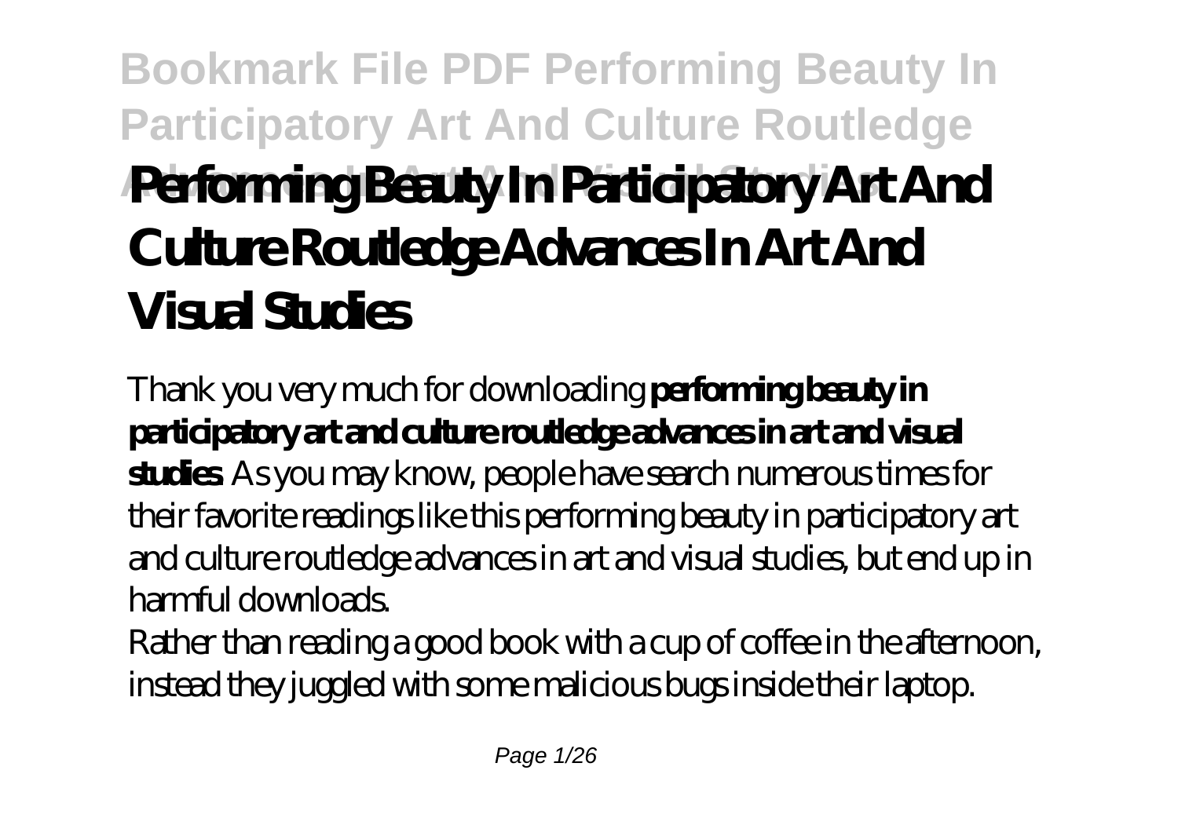# Performing Beauty In Participatory Art And Culture Routledge Advances In Art And Visual Studies

Thank you very much for downloading **performing beauty in participatory art and culture routledge advances in art and visual studies**. As you may know, people have search numerous times for their favorite readings like this performing beauty in participatory art and culture routledge advances in art and visual studies, but end up in harmful downloads.

Rather than reading a good book with a cup of coffee in the afternoon, instead they juggled with some malicious bugs inside their laptop.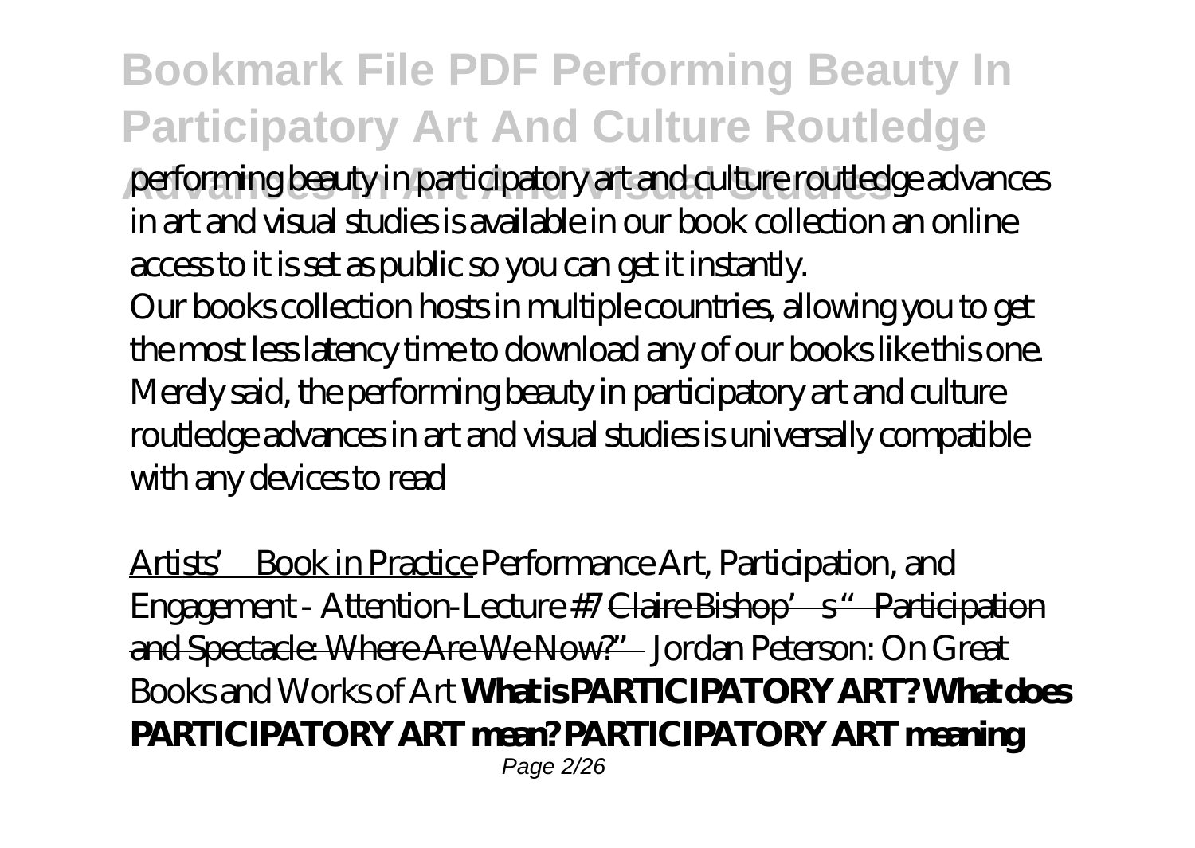performing beauty in participatory art and culture routledge advances in art and visual studies is available in our book collection an online access to it is set as public so you can get it instantly.

Our books collection hosts in multiple countries, allowing you to get the most less latency time to download any of our books like this one. Merely said, the performing beauty in participatory art and culture routledge advances in art and visual studies is universally compatible with any devices to read

Artists' Book in Practice *Performance Art, Participation, and Engagement - Attention-Lecture #7* ~~Claire Bishop's "Participation and Spectacle: Where Are We Now?"~~ *Jordan Peterson: On Great Books and Works of Art* **What is PARTICIPATORY ART? What does PARTICIPATORY ART mean? PARTICIPATORY ART meaning**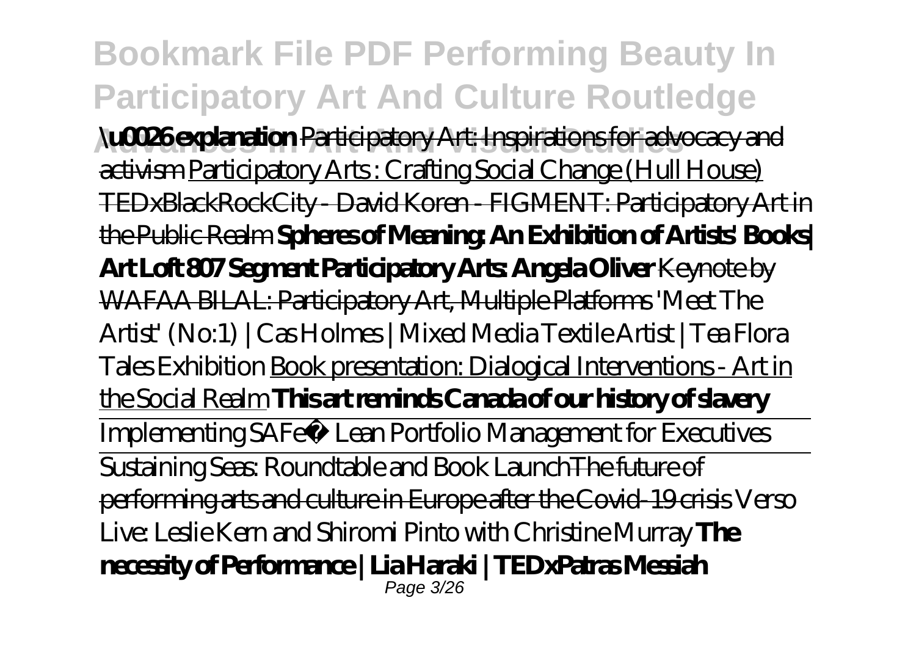**\u0026 explanation** Participatory Art: Inspirations for advocacy and activism Participatory Arts : Crafting Social Change (Hull House) TEDxBlackRockCity - David Koren - FIGMENT: Participatory Art in the Public Realm **Spheres of Meaning: An Exhibition of Artists' Books| Art Loft 807 Segment Participatory Arts: Angela Oliver** Keynote by WAFAA BILAL: Participatory Art, Multiple Platforms *'Meet The Artist' (No:1) | Cas Holmes | Mixed Media Textile Artist | Tea Flora Tales Exhibition* Book presentation: Dialogical Interventions - Art in the Social Realm **This art reminds Canada of our history of slavery**

Implementing SAFe® Lean Portfolio Management for Executives

Sustaining Seas: Roundtable and Book Launch The future of performing arts and culture in Europe after the Covid-19 crisis *Verso Live: Leslie Kern and Shiromi Pinto with Christine Murray* **The necessity of Performance | Lia Haraki | TEDxPatras Messiah**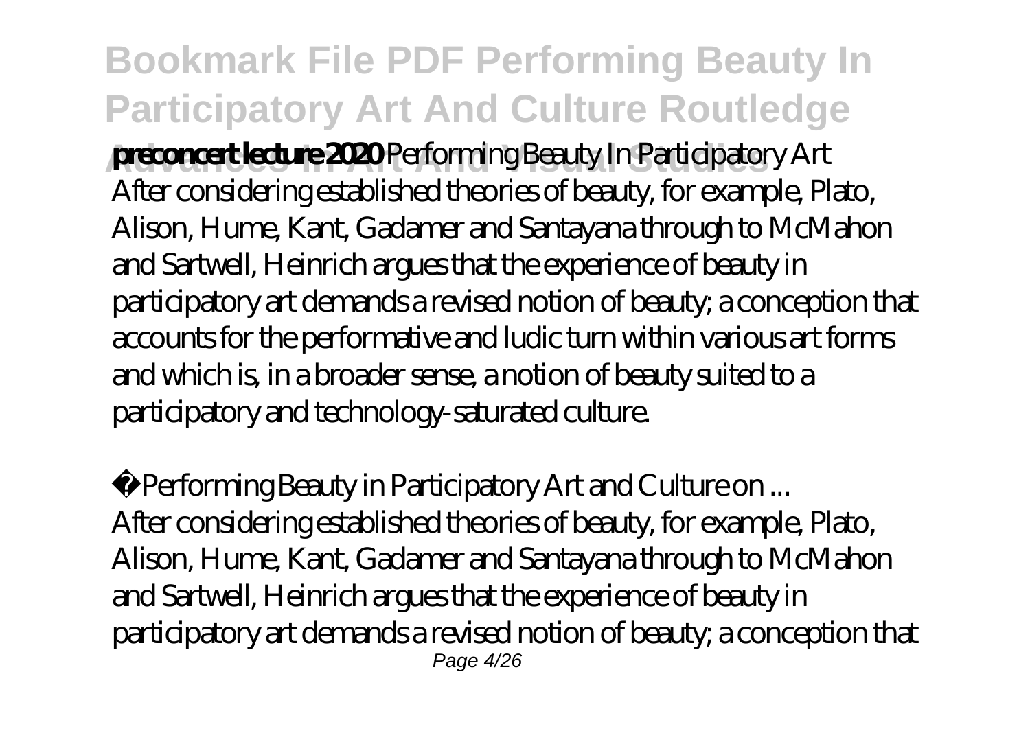**preconcert lecture 2020** *Performing Beauty In Participatory Art*
After considering established theories of beauty, for example, Plato, Alison, Hume, Kant, Gadamer and Santayana through to McMahon and Sartwell, Heinrich argues that the experience of beauty in participatory art demands a revised notion of beauty; a conception that accounts for the performative and ludic turn within various art forms and which is, in a broader sense, a notion of beauty suited to a participatory and technology-saturated culture.

*Performing Beauty in Participatory Art and Culture on ...*
After considering established theories of beauty, for example, Plato, Alison, Hume, Kant, Gadamer and Santayana through to McMahon and Sartwell, Heinrich argues that the experience of beauty in participatory art demands a revised notion of beauty; a conception that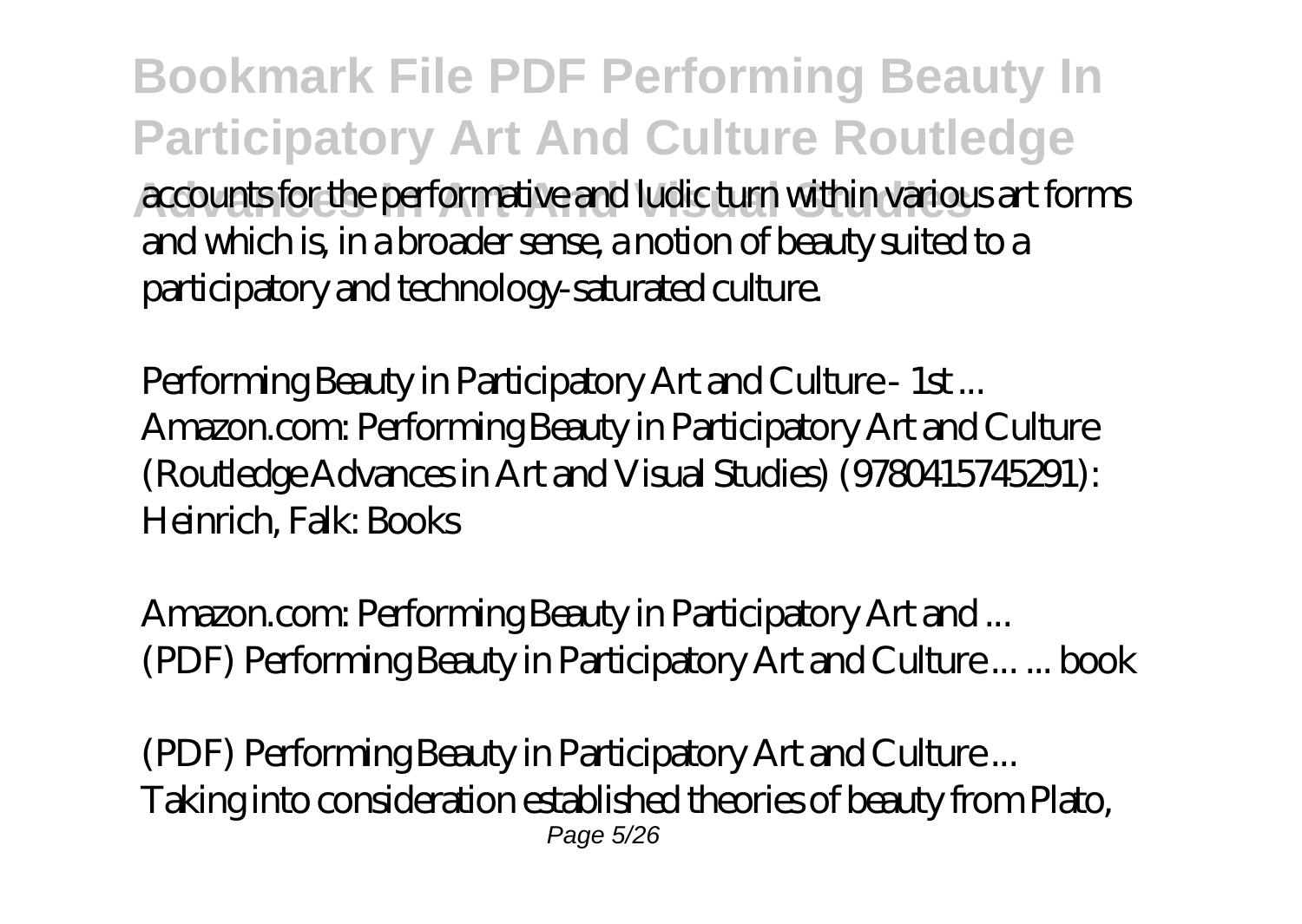accounts for the performative and ludic turn within various art forms and which is, in a broader sense, a notion of beauty suited to a participatory and technology-saturated culture.

*Performing Beauty in Participatory Art and Culture - 1st ...*
Amazon.com: Performing Beauty in Participatory Art and Culture (Routledge Advances in Art and Visual Studies) (9780415745291): Heinrich, Falk: Books

*Amazon.com: Performing Beauty in Participatory Art and ...*
(PDF) Performing Beauty in Participatory Art and Culture ... ... book

*(PDF) Performing Beauty in Participatory Art and Culture ...*
Taking into consideration established theories of beauty from Plato,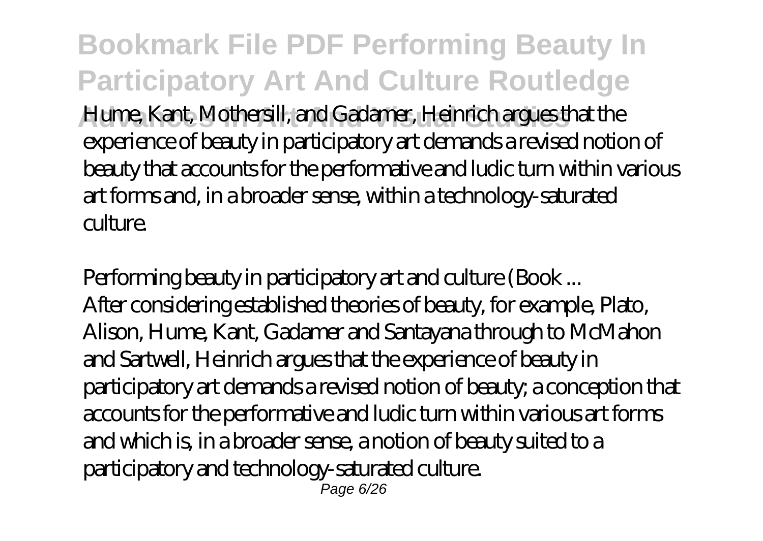Hume, Kant, Mothersill, and Gadamer, Heinrich argues that the experience of beauty in participatory art demands a revised notion of beauty that accounts for the performative and ludic turn within various art forms and, in a broader sense, within a technology-saturated culture.

*Performing beauty in participatory art and culture (Book ...*

After considering established theories of beauty, for example, Plato, Alison, Hume, Kant, Gadamer and Santayana through to McMahon and Sartwell, Heinrich argues that the experience of beauty in participatory art demands a revised notion of beauty; a conception that accounts for the performative and ludic turn within various art forms and which is, in a broader sense, a notion of beauty suited to a participatory and technology-saturated culture.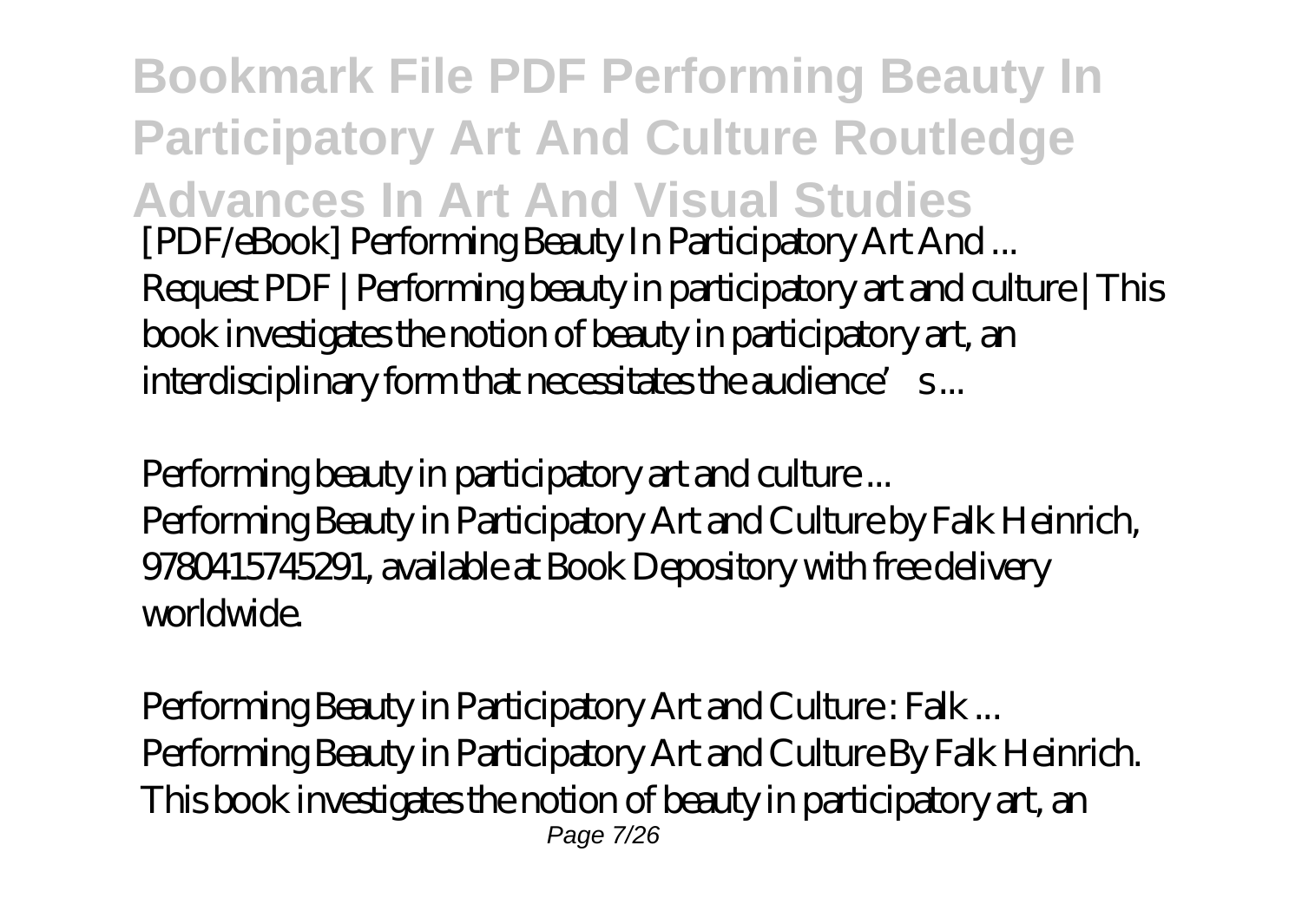**Bookmark File PDF Performing Beauty In Participatory Art And Culture Routledge Advances In Art And Visual Studies**

*[PDF/eBook] Performing Beauty In Participatory Art And ...*
Request PDF | Performing beauty in participatory art and culture | This book investigates the notion of beauty in participatory art, an interdisciplinary form that necessitates the audience's ...

*Performing beauty in participatory art and culture ...*
Performing Beauty in Participatory Art and Culture by Falk Heinrich, 9780415745291, available at Book Depository with free delivery worldwide.

*Performing Beauty in Participatory Art and Culture : Falk ...*
Performing Beauty in Participatory Art and Culture By Falk Heinrich. This book investigates the notion of beauty in participatory art, an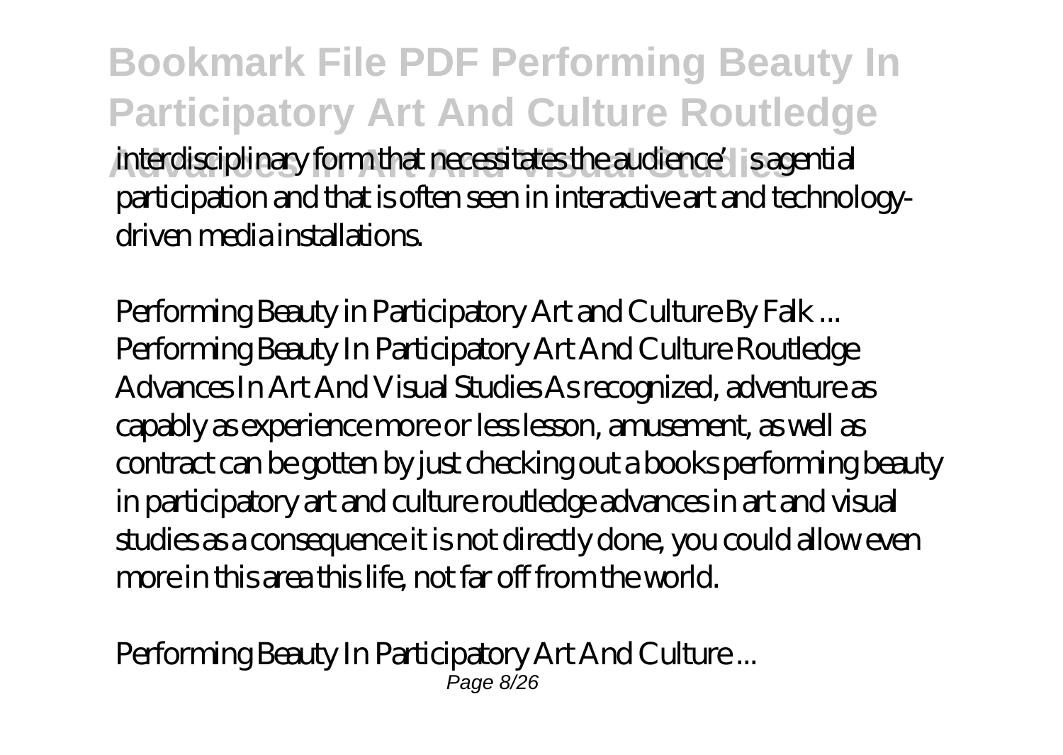interdisciplinary form that necessitates the audience's agential participation and that is often seen in interactive art and technology-driven media installations.

*Performing Beauty in Participatory Art and Culture By Falk ...*
Performing Beauty In Participatory Art And Culture Routledge Advances In Art And Visual Studies As recognized, adventure as capably as experience more or less lesson, amusement, as well as contract can be gotten by just checking out a books performing beauty in participatory art and culture routledge advances in art and visual studies as a consequence it is not directly done, you could allow even more in this area this life, not far off from the world.

*Performing Beauty In Participatory Art And Culture ...*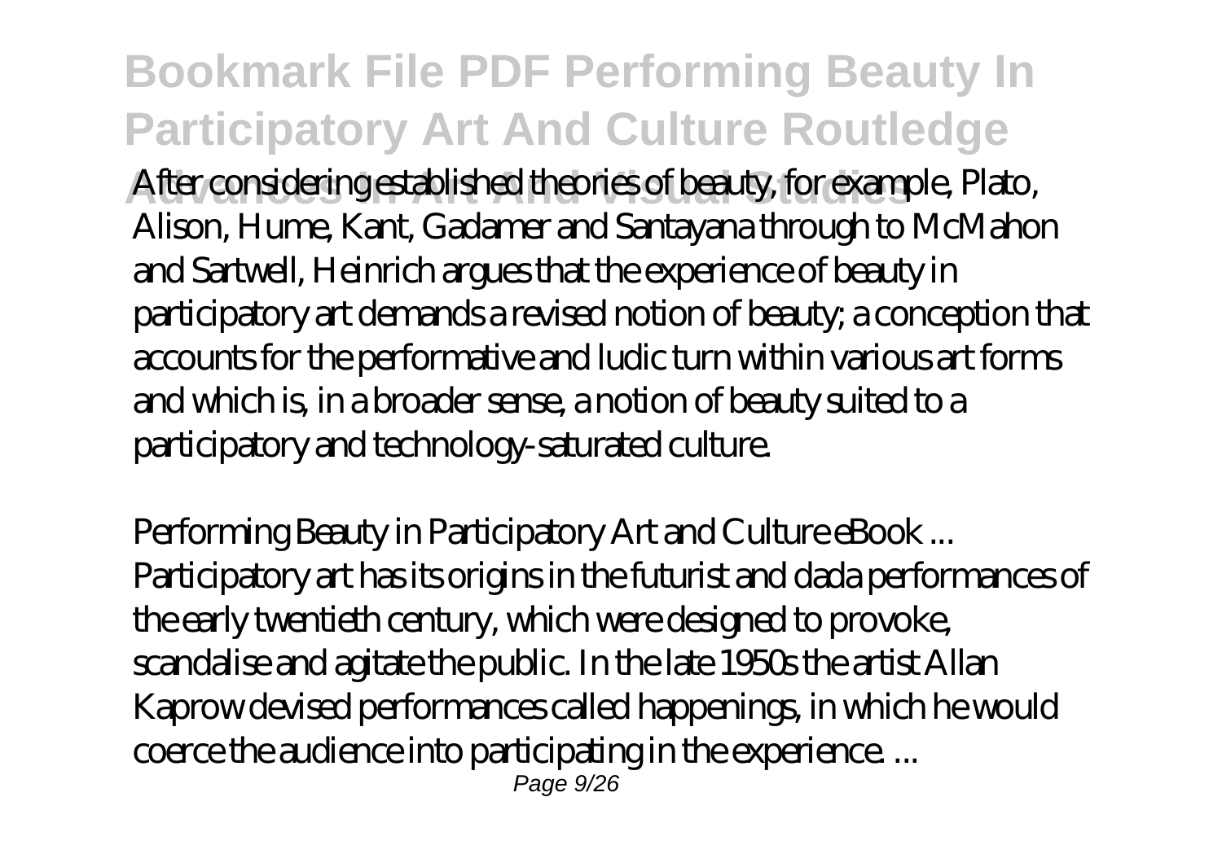After considering established theories of beauty, for example, Plato, Alison, Hume, Kant, Gadamer and Santayana through to McMahon and Sartwell, Heinrich argues that the experience of beauty in participatory art demands a revised notion of beauty; a conception that accounts for the performative and ludic turn within various art forms and which is, in a broader sense, a notion of beauty suited to a participatory and technology-saturated culture.

*Performing Beauty in Participatory Art and Culture eBook ...*

Participatory art has its origins in the futurist and dada performances of the early twentieth century, which were designed to provoke, scandalise and agitate the public. In the late 1950s the artist Allan Kaprow devised performances called happenings, in which he would coerce the audience into participating in the experience. ...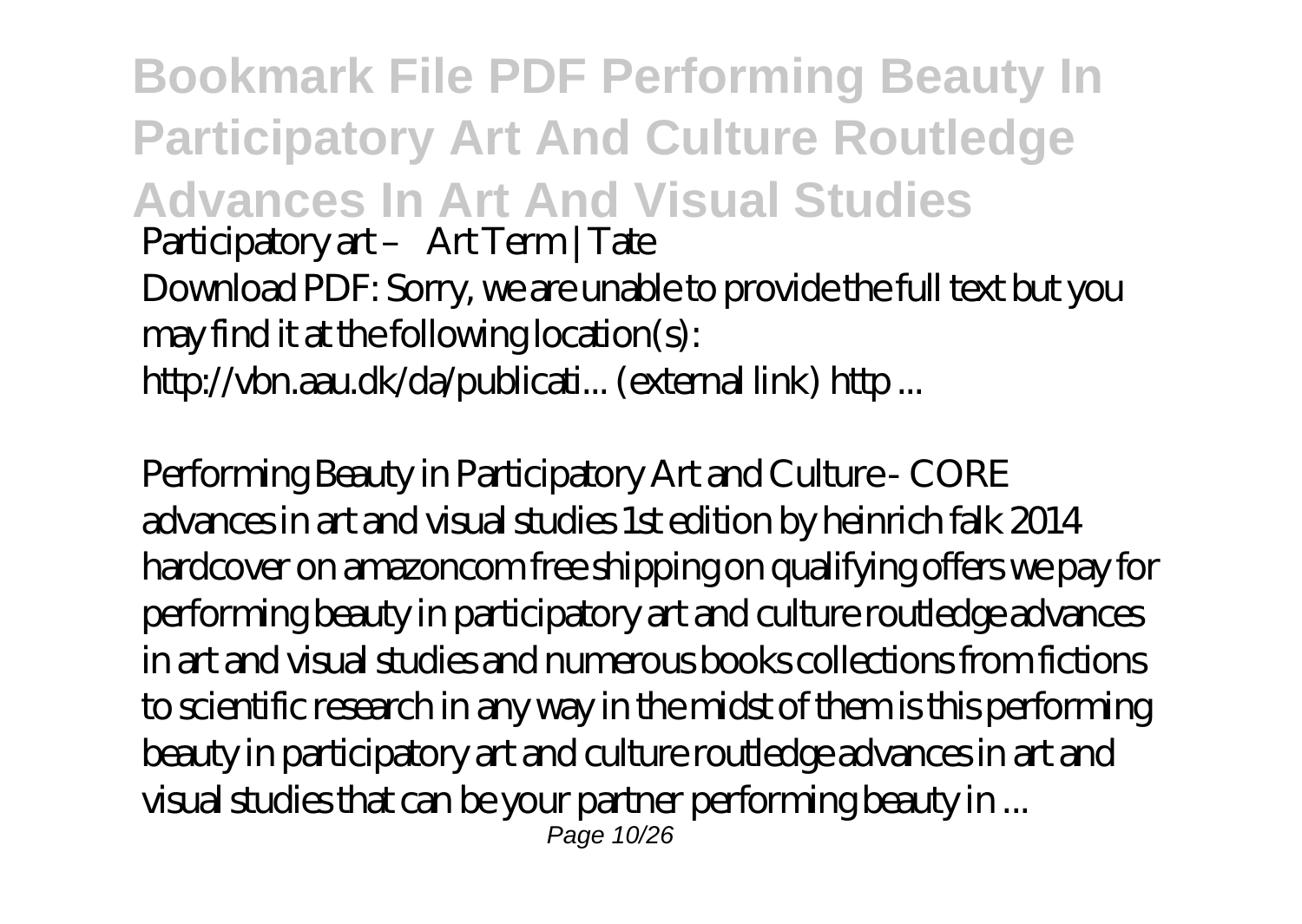**Bookmark File PDF Performing Beauty In Participatory Art And Culture Routledge Advances In Art And Visual Studies**

*Participatory art – Art Term | Tate*

Download PDF: Sorry, we are unable to provide the full text but you may find it at the following location(s): http://vbn.aau.dk/da/publicati... (external link) http ...

*Performing Beauty in Participatory Art and Culture - CORE*

advances in art and visual studies 1st edition by heinrich falk 2014 hardcover on amazoncom free shipping on qualifying offers we pay for performing beauty in participatory art and culture routledge advances in art and visual studies and numerous books collections from fictions to scientific research in any way in the midst of them is this performing beauty in participatory art and culture routledge advances in art and visual studies that can be your partner performing beauty in ...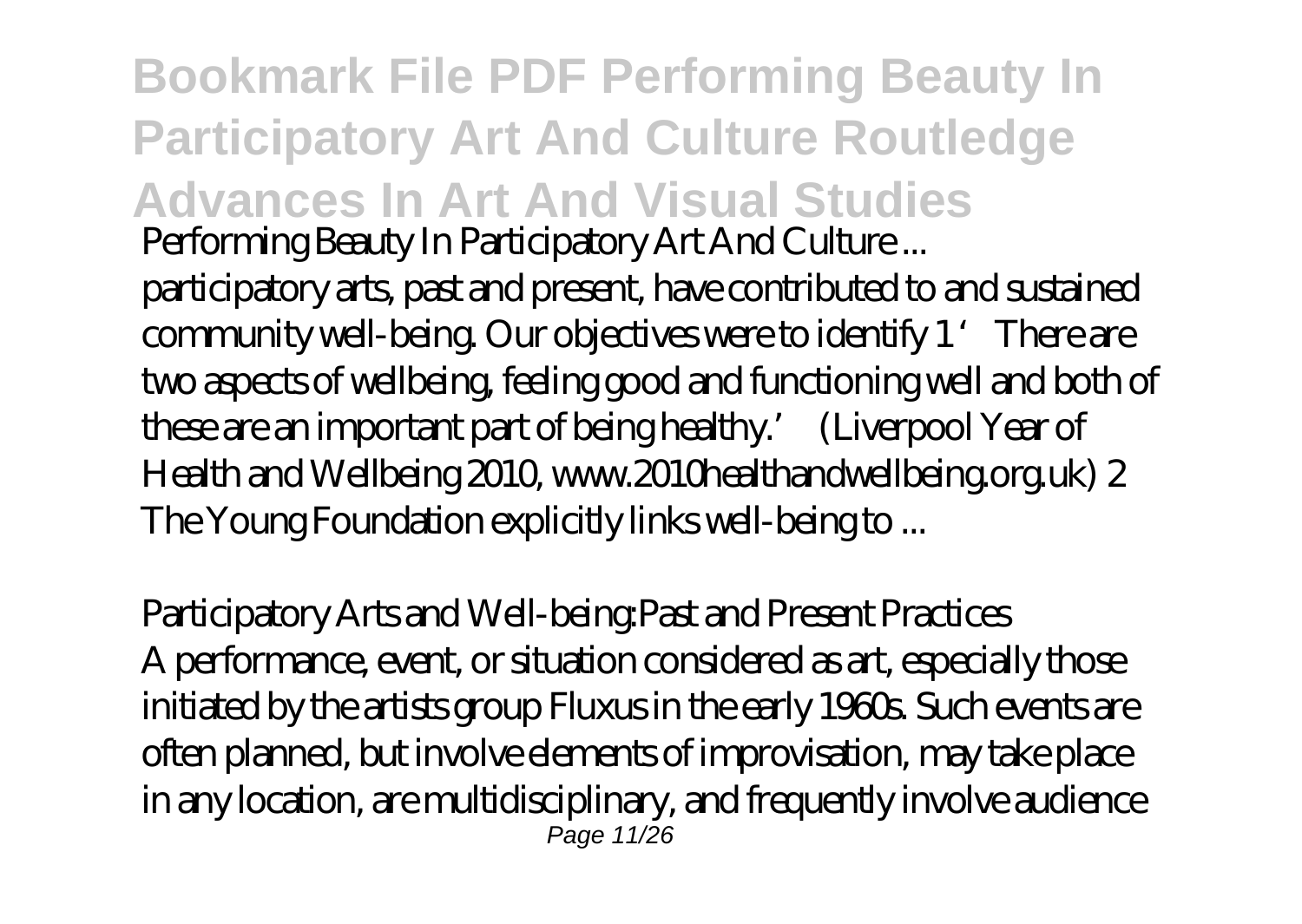# Bookmark File PDF Performing Beauty In Participatory Art And Culture Routledge Advances In Art And Visual Studies

*Performing Beauty In Participatory Art And Culture ...*

participatory arts, past and present, have contributed to and sustained community well-being. Our objectives were to identify 1 'There are two aspects of wellbeing, feeling good and functioning well and both of these are an important part of being healthy.' (Liverpool Year of Health and Wellbeing 2010, www.2010healthandwellbeing.org.uk) 2 The Young Foundation explicitly links well-being to ...

*Participatory Arts and Well-being:Past and Present Practices*

A performance, event, or situation considered as art, especially those initiated by the artists group Fluxus in the early 1960s. Such events are often planned, but involve elements of improvisation, may take place in any location, are multidisciplinary, and frequently involve audience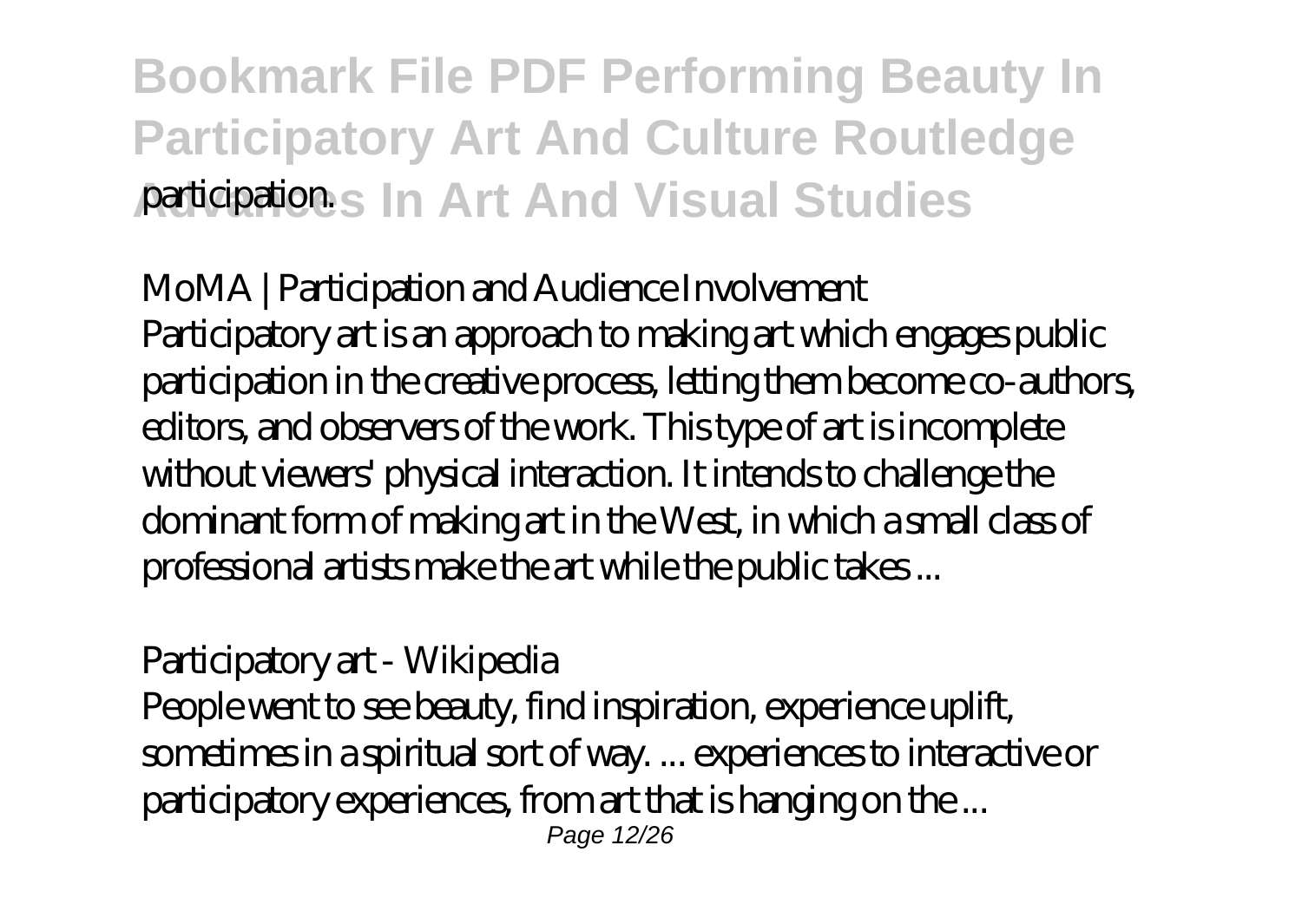participation.

*MoMA | Participation and Audience Involvement*

Participatory art is an approach to making art which engages public participation in the creative process, letting them become co-authors, editors, and observers of the work. This type of art is incomplete without viewers' physical interaction. It intends to challenge the dominant form of making art in the West, in which a small class of professional artists make the art while the public takes ...

*Participatory art - Wikipedia*

People went to see beauty, find inspiration, experience uplift, sometimes in a spiritual sort of way. ... experiences to interactive or participatory experiences, from art that is hanging on the ...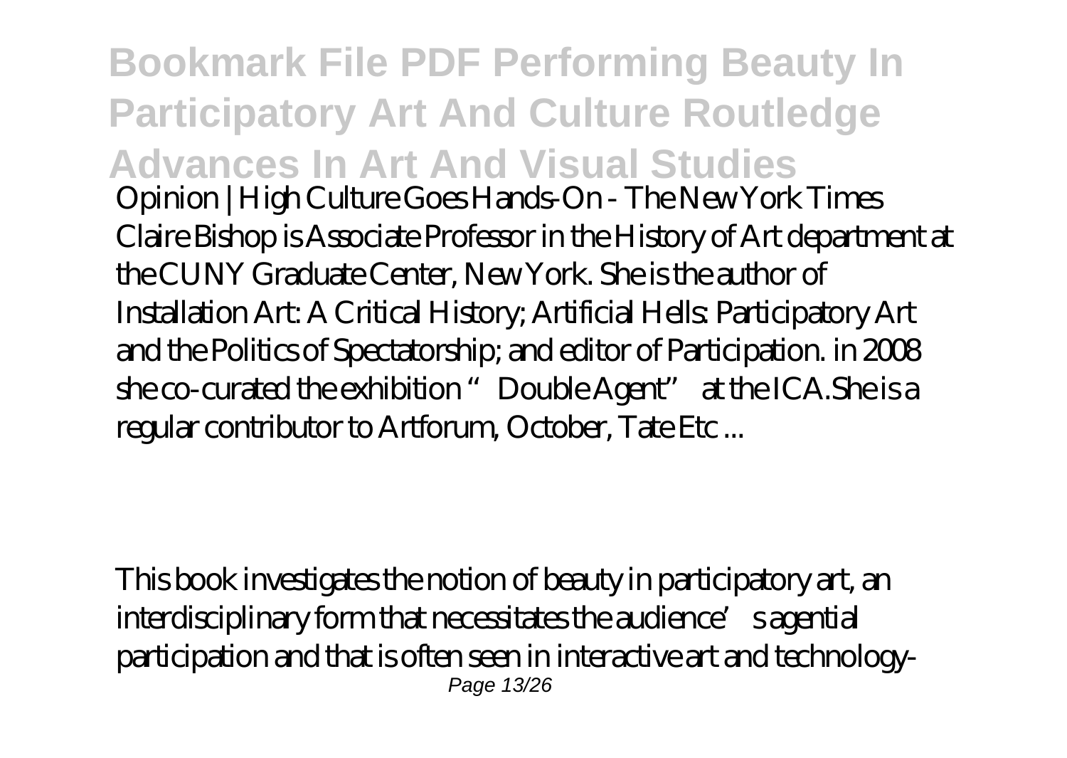Opinion | High Culture Goes Hands-On - The New York Times
Claire Bishop is Associate Professor in the History of Art department at the CUNY Graduate Center, New York. She is the author of Installation Art: A Critical History; Artificial Hells: Participatory Art and the Politics of Spectatorship; and editor of Participation. in 2008 she co-curated the exhibition "Double Agent" at the ICA.She is a regular contributor to Artforum, October, Tate Etc ...

This book investigates the notion of beauty in participatory art, an interdisciplinary form that necessitates the audience's agential participation and that is often seen in interactive art and technology-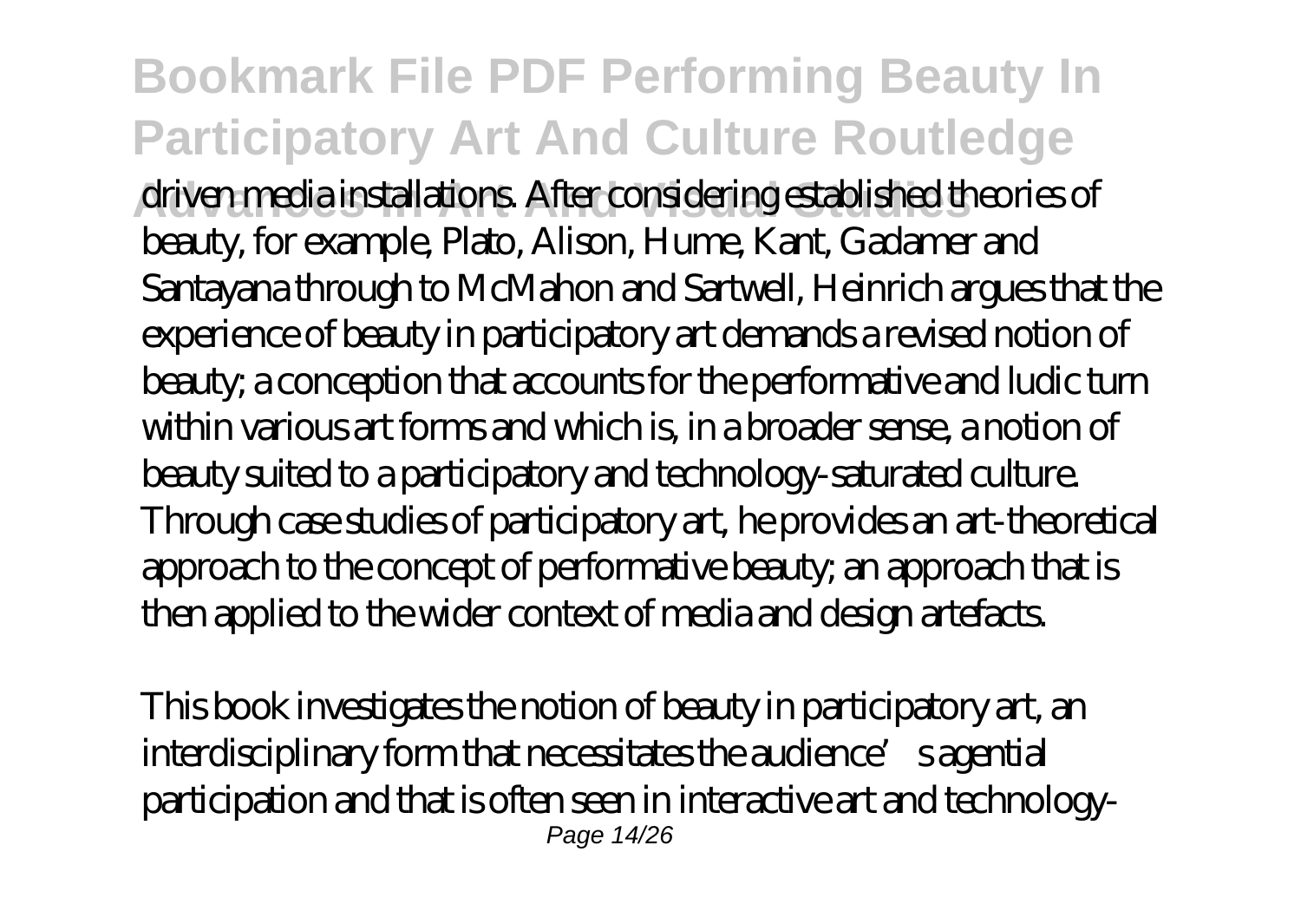driven media installations. After considering established theories of beauty, for example, Plato, Alison, Hume, Kant, Gadamer and Santayana through to McMahon and Sartwell, Heinrich argues that the experience of beauty in participatory art demands a revised notion of beauty; a conception that accounts for the performative and ludic turn within various art forms and which is, in a broader sense, a notion of beauty suited to a participatory and technology-saturated culture. Through case studies of participatory art, he provides an art-theoretical approach to the concept of performative beauty; an approach that is then applied to the wider context of media and design artefacts.

This book investigates the notion of beauty in participatory art, an interdisciplinary form that necessitates the audience's agential participation and that is often seen in interactive art and technology-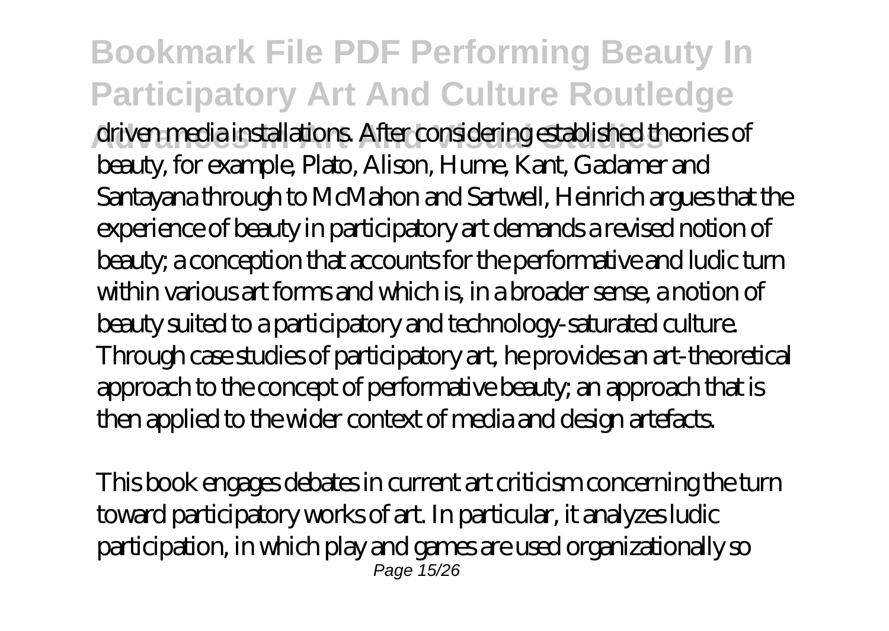driven media installations. After considering established theories of beauty, for example, Plato, Alison, Hume, Kant, Gadamer and Santayana through to McMahon and Sartwell, Heinrich argues that the experience of beauty in participatory art demands a revised notion of beauty; a conception that accounts for the performative and ludic turn within various art forms and which is, in a broader sense, a notion of beauty suited to a participatory and technology-saturated culture. Through case studies of participatory art, he provides an art-theoretical approach to the concept of performative beauty; an approach that is then applied to the wider context of media and design artefacts.

This book engages debates in current art criticism concerning the turn toward participatory works of art. In particular, it analyzes ludic participation, in which play and games are used organizationally so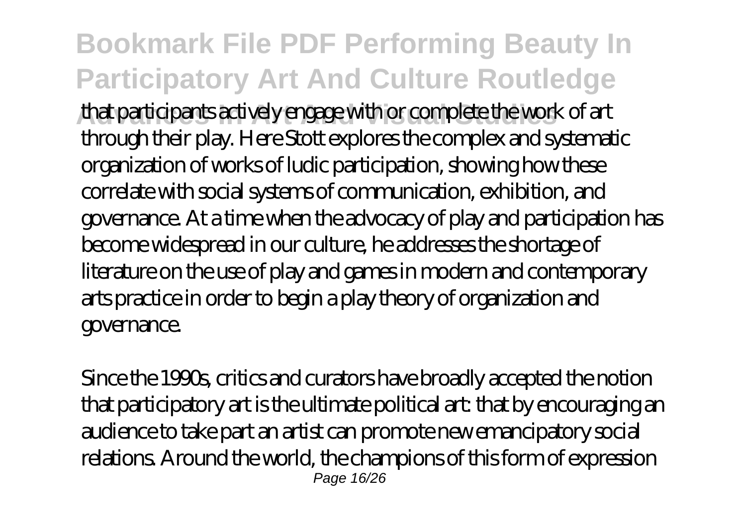that participants actively engage with or complete the work of art through their play. Here Stott explores the complex and systematic organization of works of ludic participation, showing how these correlate with social systems of communication, exhibition, and governance. At a time when the advocacy of play and participation has become widespread in our culture, he addresses the shortage of literature on the use of play and games in modern and contemporary arts practice in order to begin a play theory of organization and governance.

Since the 1990s, critics and curators have broadly accepted the notion that participatory art is the ultimate political art: that by encouraging an audience to take part an artist can promote new emancipatory social relations. Around the world, the champions of this form of expression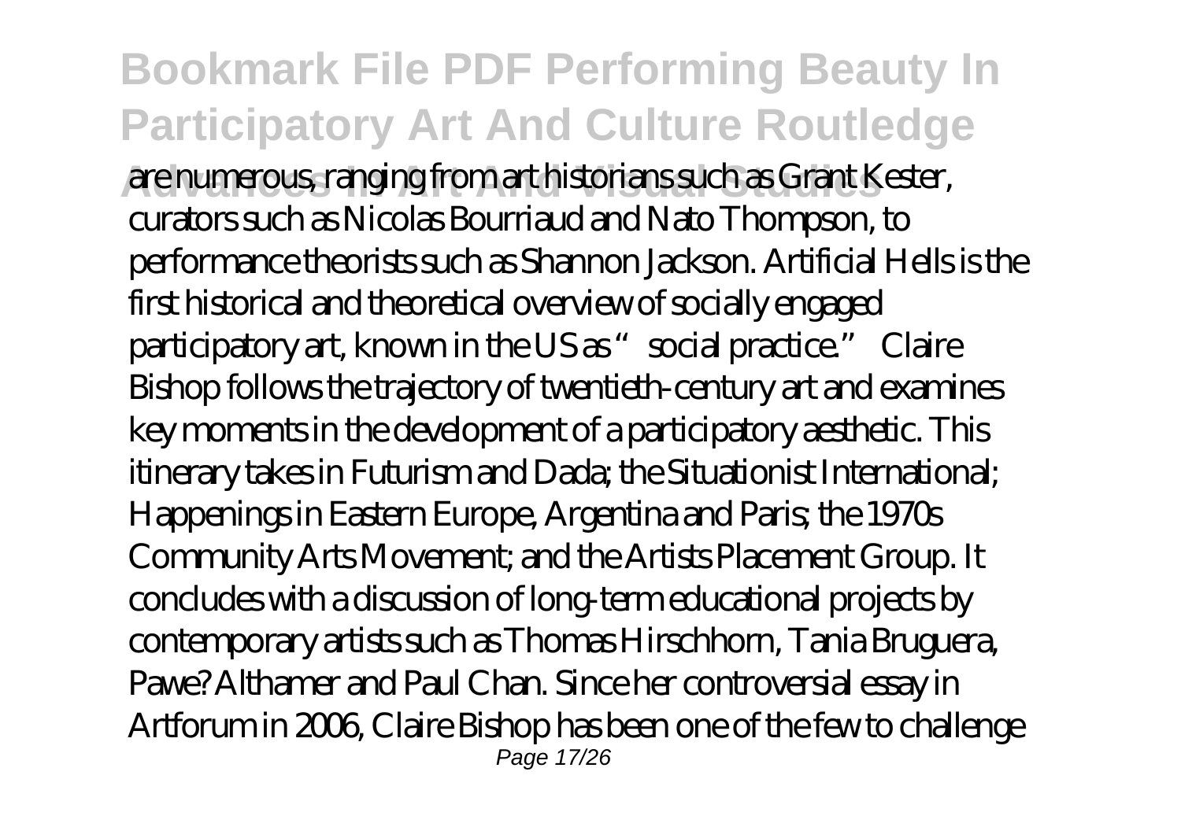are numerous, ranging from art historians such as Grant Kester, curators such as Nicolas Bourriaud and Nato Thompson, to performance theorists such as Shannon Jackson. Artificial Hells is the first historical and theoretical overview of socially engaged participatory art, known in the US as "social practice." Claire Bishop follows the trajectory of twentieth-century art and examines key moments in the development of a participatory aesthetic. This itinerary takes in Futurism and Dada; the Situationist International; Happenings in Eastern Europe, Argentina and Paris; the 1970s Community Arts Movement; and the Artists Placement Group. It concludes with a discussion of long-term educational projects by contemporary artists such as Thomas Hirschhorn, Tania Bruguera, Pawe? Althamer and Paul Chan. Since her controversial essay in Artforum in 2006, Claire Bishop has been one of the few to challenge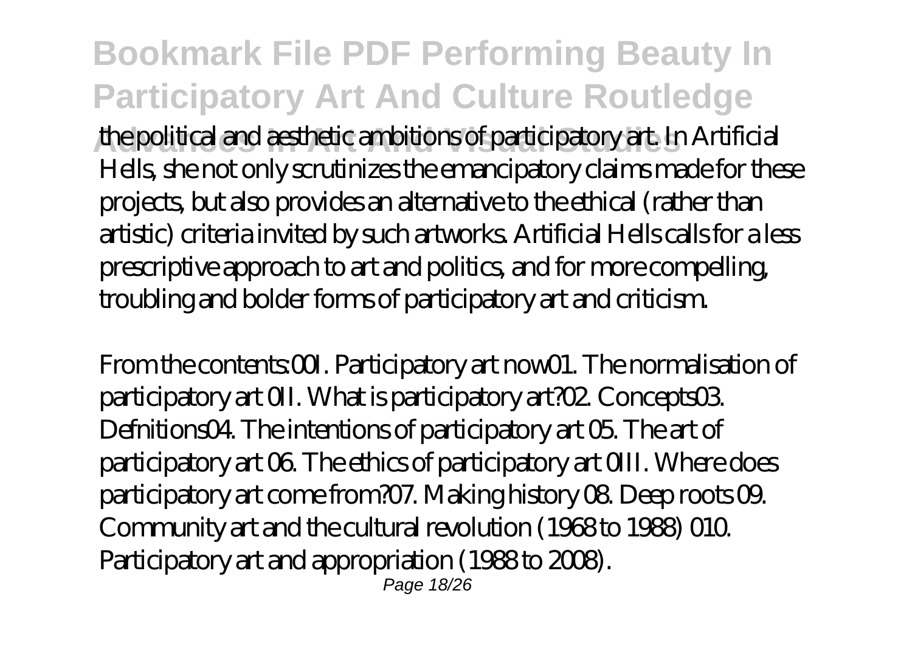the political and aesthetic ambitions of participatory art. In Artificial Hells, she not only scrutinizes the emancipatory claims made for these projects, but also provides an alternative to the ethical (rather than artistic) criteria invited by such artworks. Artificial Hells calls for a less prescriptive approach to art and politics, and for more compelling, troubling and bolder forms of participatory art and criticism.

From the contents:00I. Participatory art now01. The normalisation of participatory art 0II. What is participatory art?02. Concepts03. Defnitions04. The intentions of participatory art 05. The art of participatory art 06. The ethics of participatory art 0III. Where does participatory art come from?07. Making history 08. Deep roots 09. Community art and the cultural revolution (1968 to 1988) 010. Participatory art and appropriation (1988 to 2008).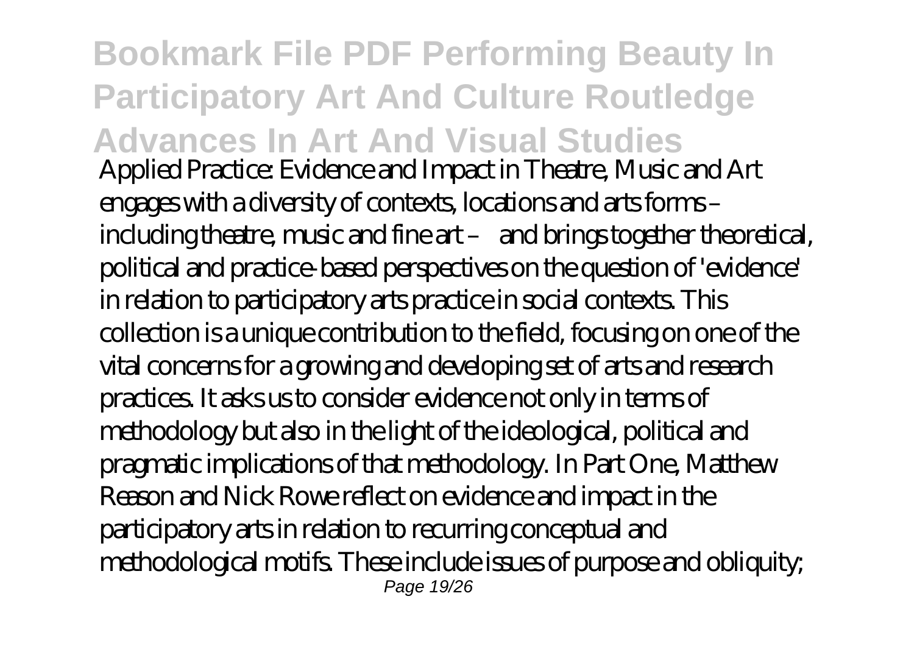Applied Practice: Evidence and Impact in Theatre, Music and Art engages with a diversity of contexts, locations and arts forms – including theatre, music and fine art – and brings together theoretical, political and practice-based perspectives on the question of 'evidence' in relation to participatory arts practice in social contexts. This collection is a unique contribution to the field, focusing on one of the vital concerns for a growing and developing set of arts and research practices. It asks us to consider evidence not only in terms of methodology but also in the light of the ideological, political and pragmatic implications of that methodology. In Part One, Matthew Reason and Nick Rowe reflect on evidence and impact in the participatory arts in relation to recurring conceptual and methodological motifs. These include issues of purpose and obliquity;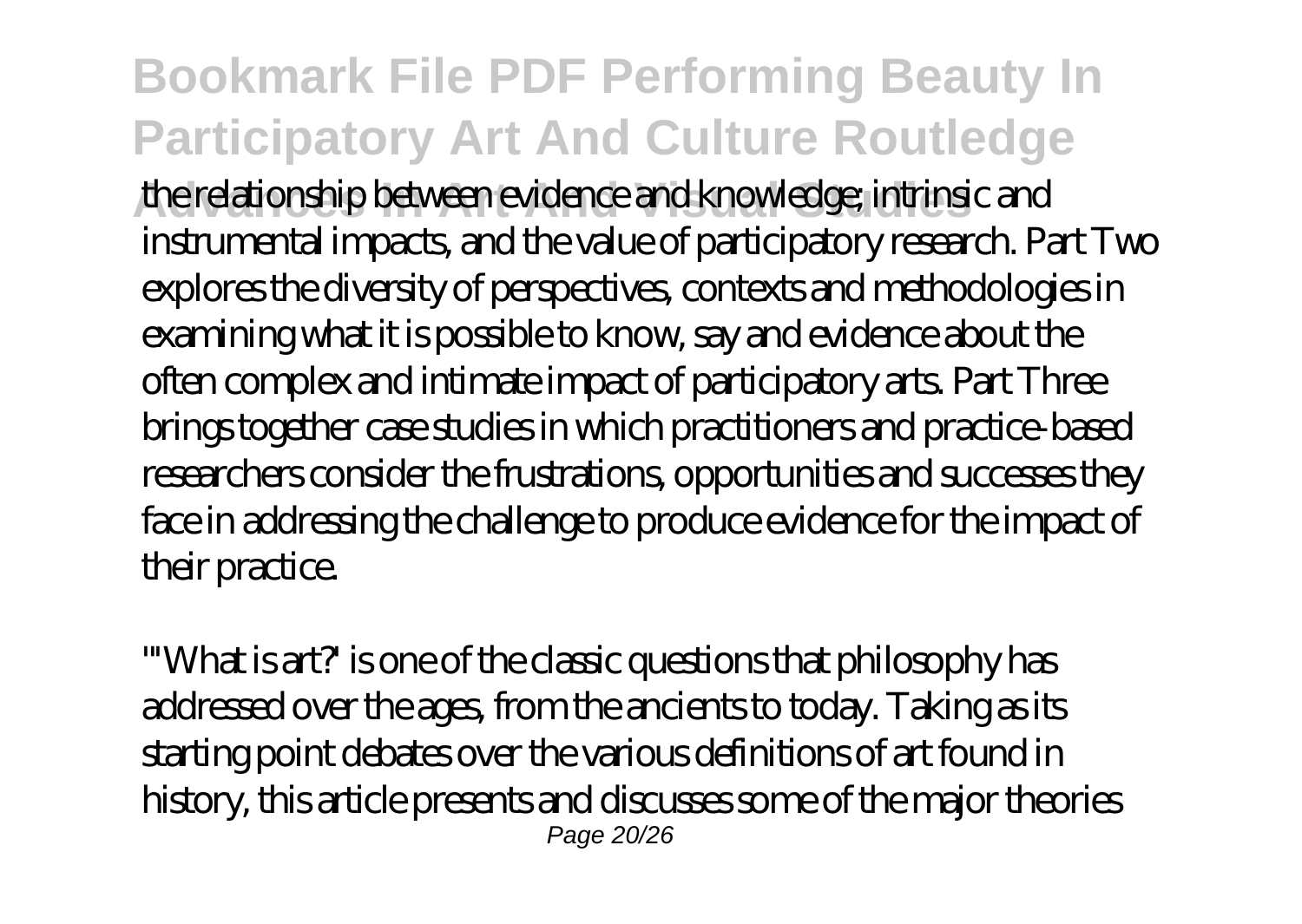the relationship between evidence and knowledge; intrinsic and instrumental impacts, and the value of participatory research. Part Two explores the diversity of perspectives, contexts and methodologies in examining what it is possible to know, say and evidence about the often complex and intimate impact of participatory arts. Part Three brings together case studies in which practitioners and practice-based researchers consider the frustrations, opportunities and successes they face in addressing the challenge to produce evidence for the impact of their practice.

"'What is art?' is one of the classic questions that philosophy has addressed over the ages, from the ancients to today. Taking as its starting point debates over the various definitions of art found in history, this article presents and discusses some of the major theories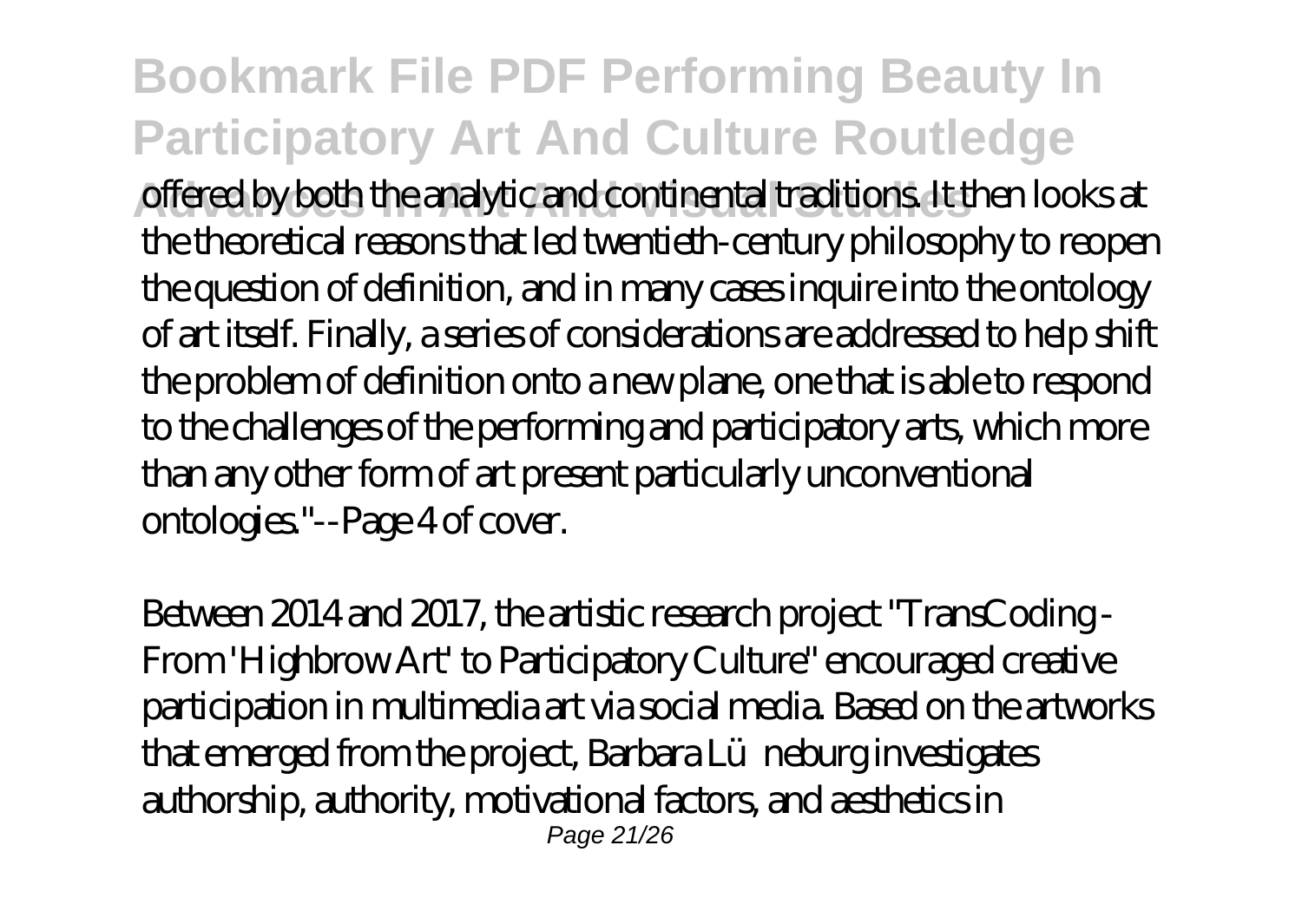offered by both the analytic and continental traditions. It then looks at the theoretical reasons that led twentieth-century philosophy to reopen the question of definition, and in many cases inquire into the ontology of art itself. Finally, a series of considerations are addressed to help shift the problem of definition onto a new plane, one that is able to respond to the challenges of the performing and participatory arts, which more than any other form of art present particularly unconventional ontologies."--Page 4 of cover.

Between 2014 and 2017, the artistic research project "TransCoding - From 'Highbrow Art' to Participatory Culture" encouraged creative participation in multimedia art via social media. Based on the artworks that emerged from the project, Barbara Lüneburg investigates authorship, authority, motivational factors, and aesthetics in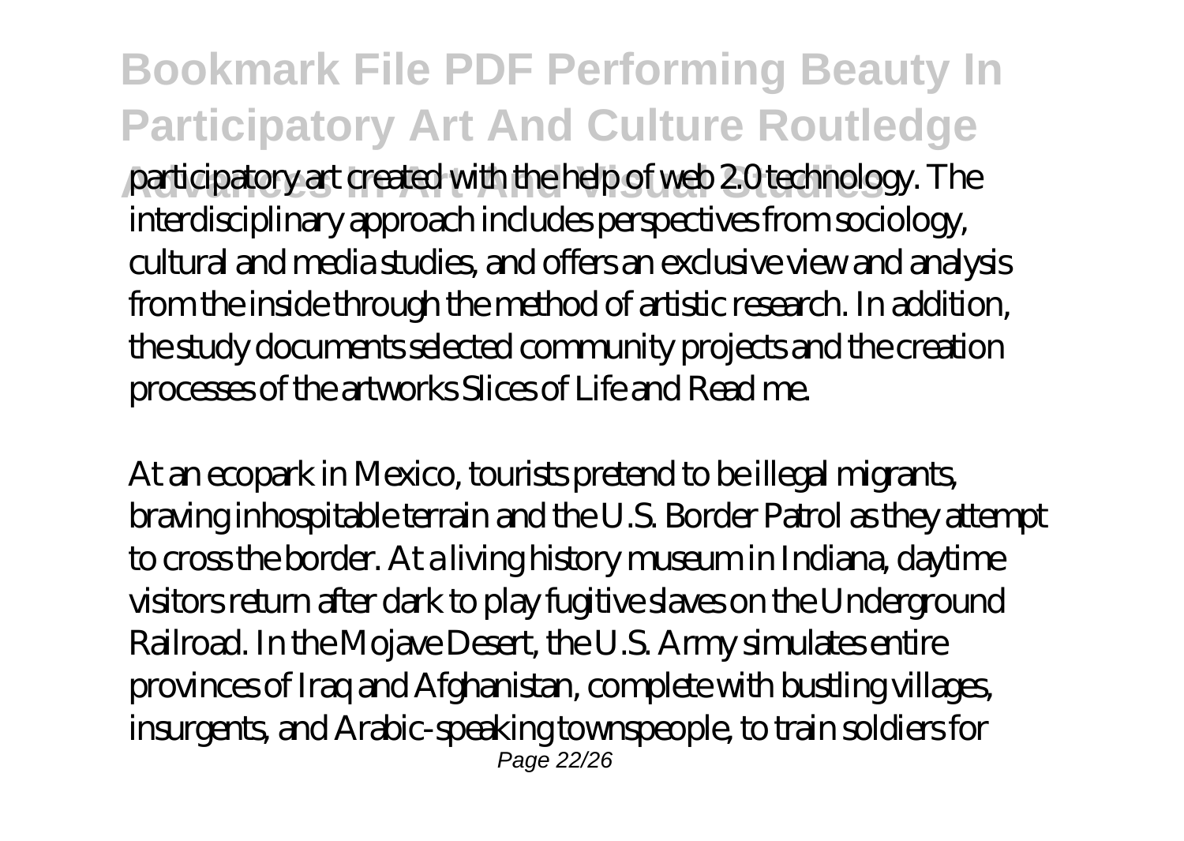participatory art created with the help of web 2.0 technology. The interdisciplinary approach includes perspectives from sociology, cultural and media studies, and offers an exclusive view and analysis from the inside through the method of artistic research. In addition, the study documents selected community projects and the creation processes of the artworks Slices of Life and Read me.

At an ecopark in Mexico, tourists pretend to be illegal migrants, braving inhospitable terrain and the U.S. Border Patrol as they attempt to cross the border. At a living history museum in Indiana, daytime visitors return after dark to play fugitive slaves on the Underground Railroad. In the Mojave Desert, the U.S. Army simulates entire provinces of Iraq and Afghanistan, complete with bustling villages, insurgents, and Arabic-speaking townspeople, to train soldiers for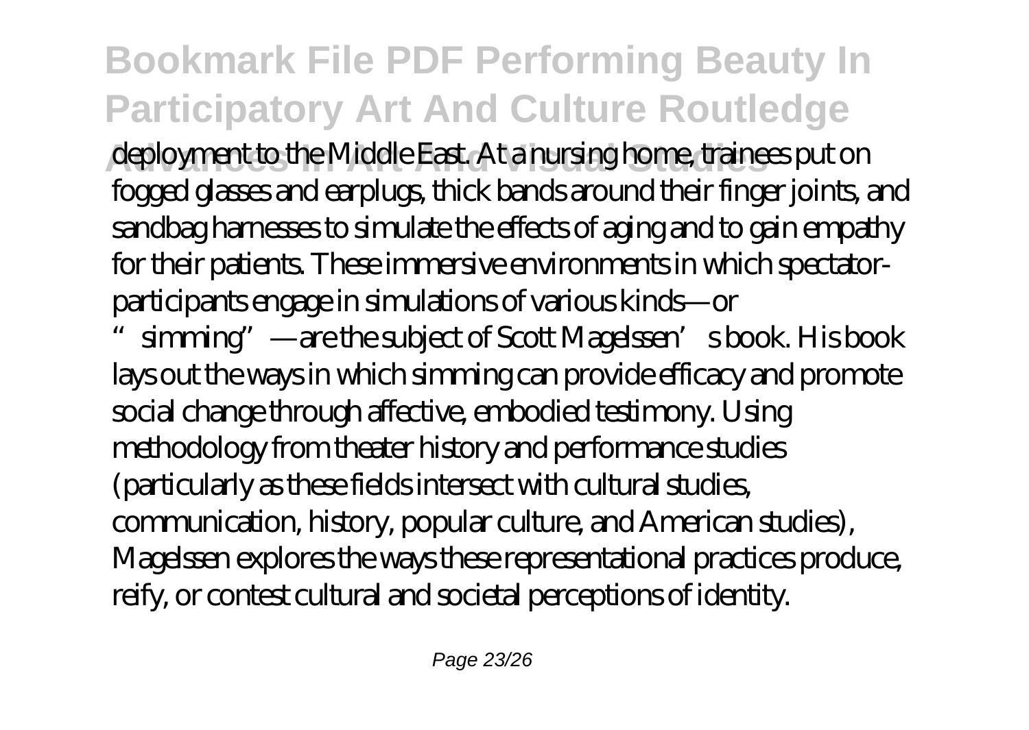deployment to the Middle East. At a nursing home, trainees put on fogged glasses and earplugs, thick bands around their finger joints, and sandbag harnesses to simulate the effects of aging and to gain empathy for their patients. These immersive environments in which spectator-participants engage in simulations of various kinds—or "simming"—are the subject of Scott Magelssen's book. His book lays out the ways in which simming can provide efficacy and promote social change through affective, embodied testimony. Using methodology from theater history and performance studies (particularly as these fields intersect with cultural studies, communication, history, popular culture, and American studies), Magelssen explores the ways these representational practices produce, reify, or contest cultural and societal perceptions of identity.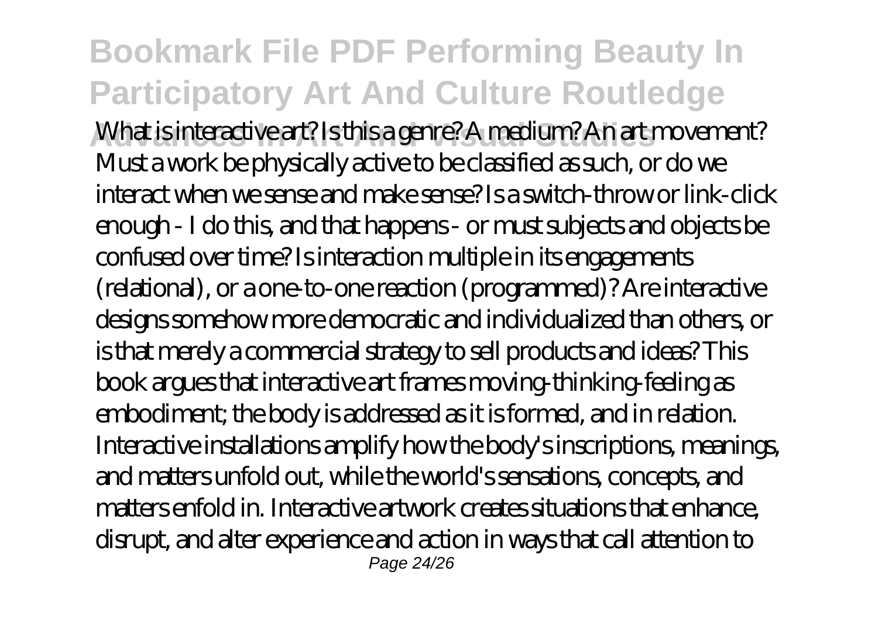What is interactive art? Is this a genre? A medium? An art movement? Must a work be physically active to be classified as such, or do we interact when we sense and make sense? Is a switch-throw or link-click enough - I do this, and that happens - or must subjects and objects be confused over time? Is interaction multiple in its engagements (relational), or a one-to-one reaction (programmed)? Are interactive designs somehow more democratic and individualized than others, or is that merely a commercial strategy to sell products and ideas? This book argues that interactive art frames moving-thinking-feeling as embodiment; the body is addressed as it is formed, and in relation. Interactive installations amplify how the body's inscriptions, meanings, and matters unfold out, while the world's sensations, concepts, and matters enfold in. Interactive artwork creates situations that enhance, disrupt, and alter experience and action in ways that call attention to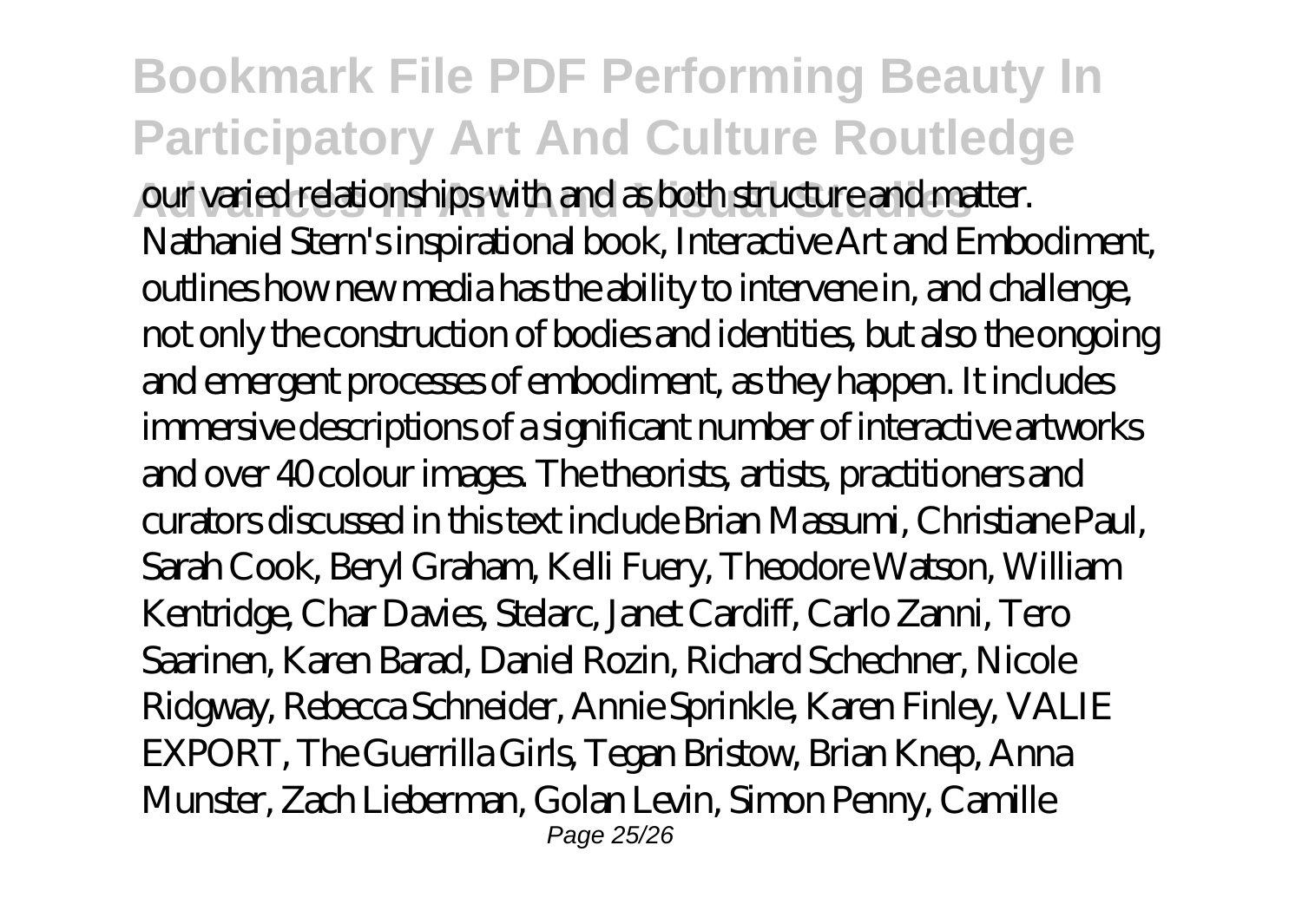our varied relationships with and as both structure and matter. Nathaniel Stern's inspirational book, Interactive Art and Embodiment, outlines how new media has the ability to intervene in, and challenge, not only the construction of bodies and identities, but also the ongoing and emergent processes of embodiment, as they happen. It includes immersive descriptions of a significant number of interactive artworks and over 40 colour images. The theorists, artists, practitioners and curators discussed in this text include Brian Massumi, Christiane Paul, Sarah Cook, Beryl Graham, Kelli Fuery, Theodore Watson, William Kentridge, Char Davies, Stelarc, Janet Cardiff, Carlo Zanni, Tero Saarinen, Karen Barad, Daniel Rozin, Richard Schechner, Nicole Ridgway, Rebecca Schneider, Annie Sprinkle, Karen Finley, VALIE EXPORT, The Guerrilla Girls, Tegan Bristow, Brian Knep, Anna Munster, Zach Lieberman, Golan Levin, Simon Penny, Camille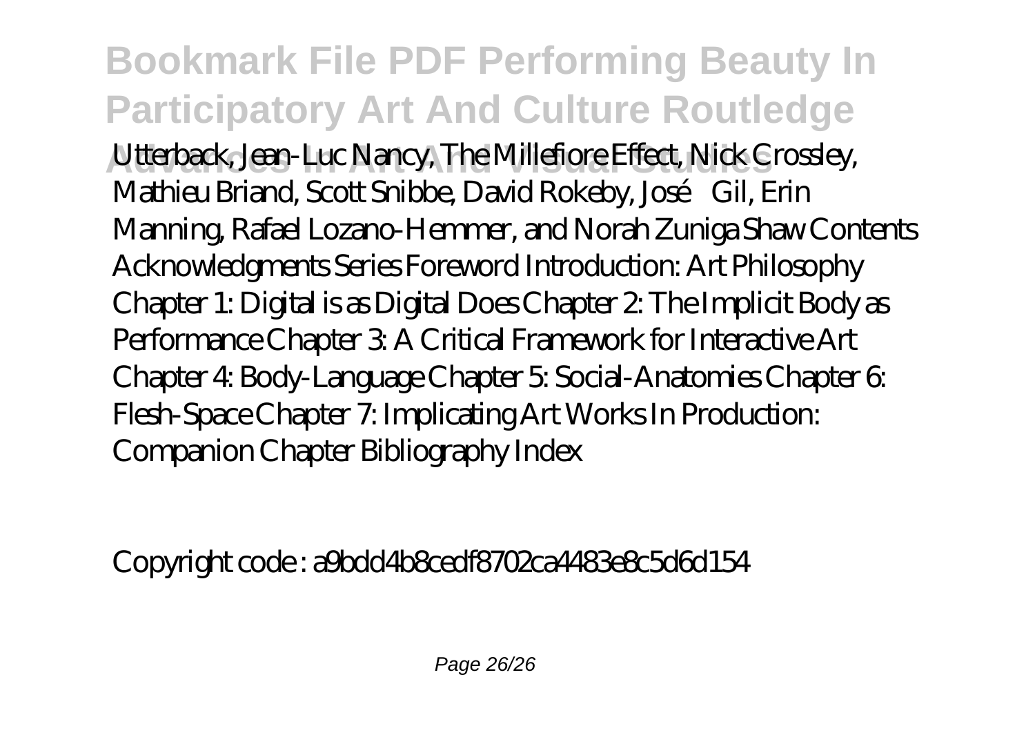Utterback, Jean-Luc Nancy, The Millefiore Effect, Nick Crossley, Mathieu Briand, Scott Snibbe, David Rokeby, José Gil, Erin Manning, Rafael Lozano-Hemmer, and Norah Zuniga Shaw Contents Acknowledgments Series Foreword Introduction: Art Philosophy Chapter 1: Digital is as Digital Does Chapter 2: The Implicit Body as Performance Chapter 3: A Critical Framework for Interactive Art Chapter 4: Body-Language Chapter 5: Social-Anatomies Chapter 6: Flesh-Space Chapter 7: Implicating Art Works In Production: Companion Chapter Bibliography Index

Copyright code : a9bdd4b8cedf8702ca4483e8c5d6d154